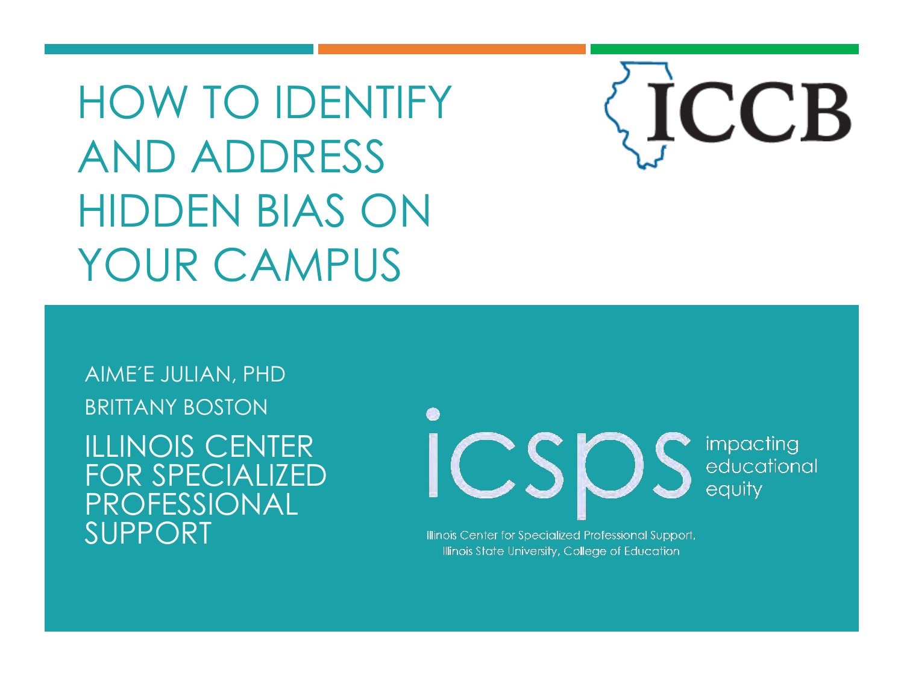# HOW TO IDENTIFY AND ADDRESS HIDDEN BIAS ON YOUR CAMPUS

ICCB

AIME´E JULIAN, PHD

BRITTANY BOSTON

ILLINOIS CENTER FOR SPECIALIZED PROFESSIONAL SUPPORT

icsps impacting educational equity

Illinois Center for Specialized Professional Support, Illinois State University, College of Education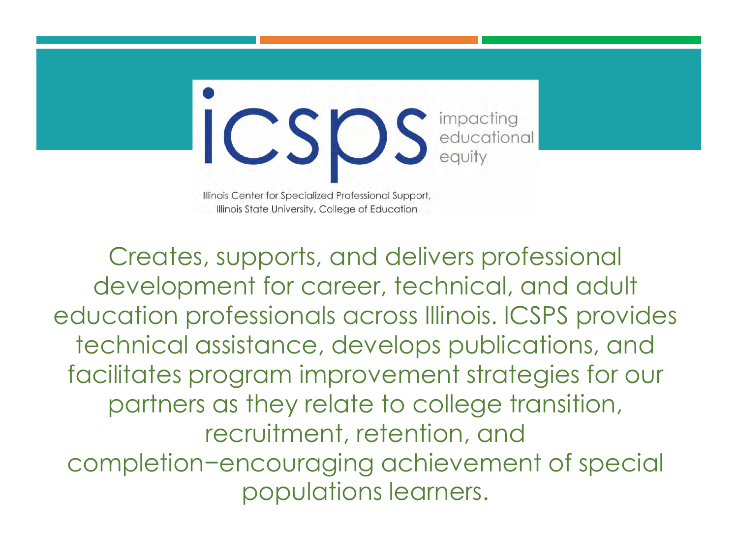icsps impacting educational equity

Illinois Center for Specialized Professional Support, Illinois State University, College of Education

Creates, supports, and delivers professional development for career, technical, and adult education professionals across Illinois. ICSPS provides technical assistance, develops publications, and facilitates program improvement strategies for our partners as they relate to college transition, recruitment, retention, and completion−encouraging achievement of special populations learners.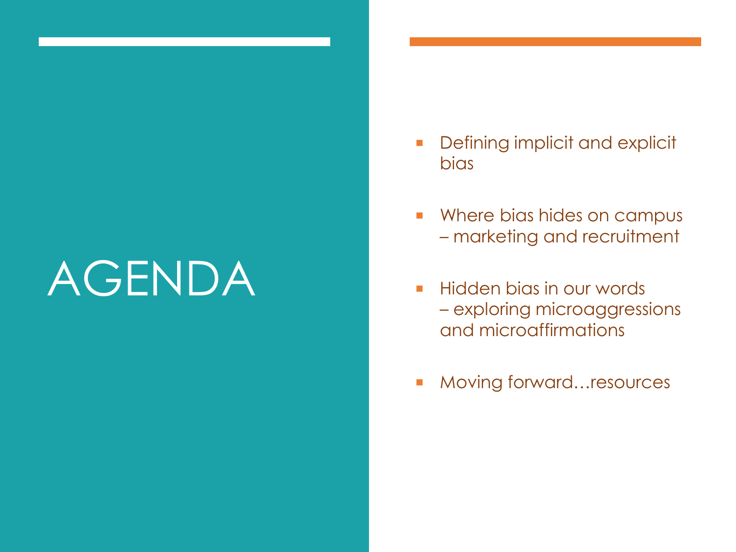# AGENDA

- Defining implicit and explicit bias
- Where bias hides on campus – marketing and recruitment
- Hidden bias in our words – exploring microaggressions and microaffirmations
- Moving forward…resources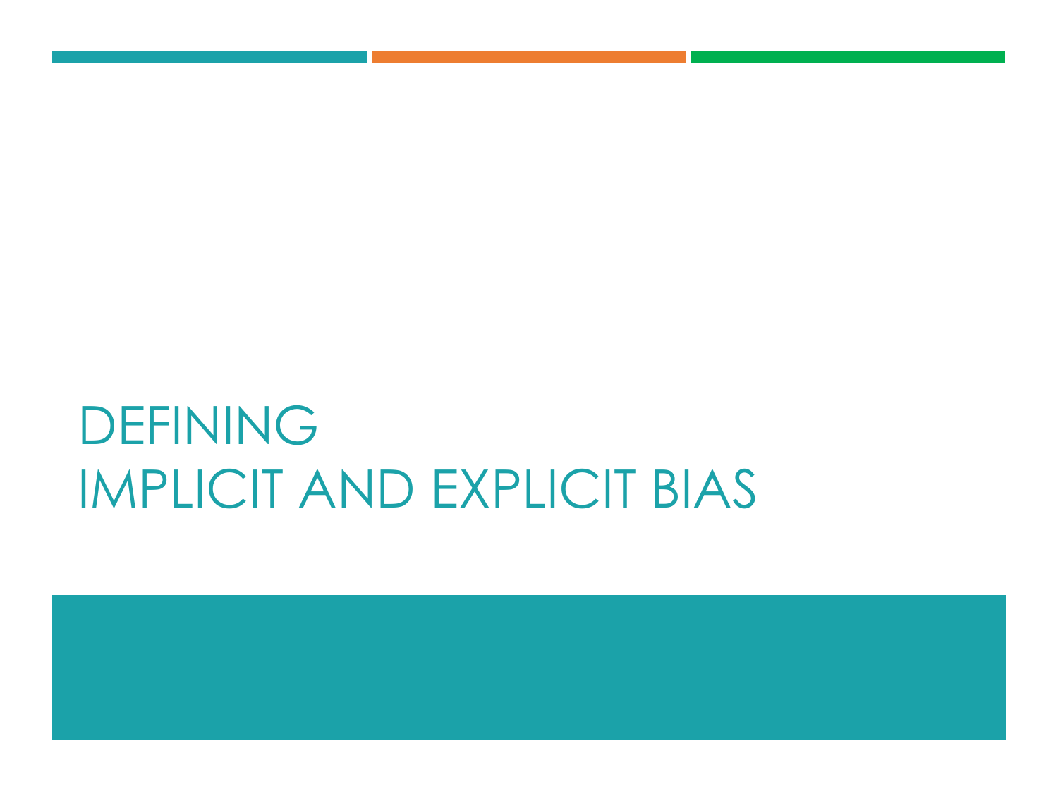# DEFINING
# IMPLICIT AND EXPLICIT BIAS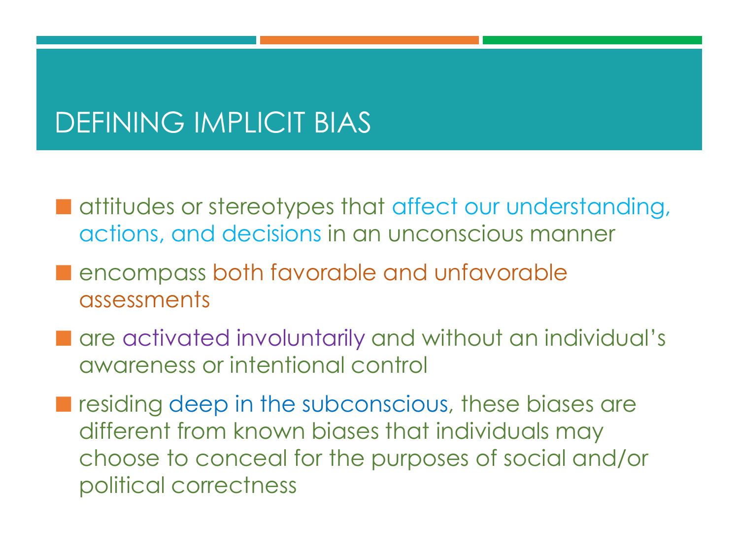# DEFINING IMPLICIT BIAS

- attitudes or stereotypes that affect our understanding, actions, and decisions in an unconscious manner
- encompass both favorable and unfavorable assessments
- are activated involuntarily and without an individual's awareness or intentional control
- residing deep in the subconscious, these biases are different from known biases that individuals may choose to conceal for the purposes of social and/or political correctness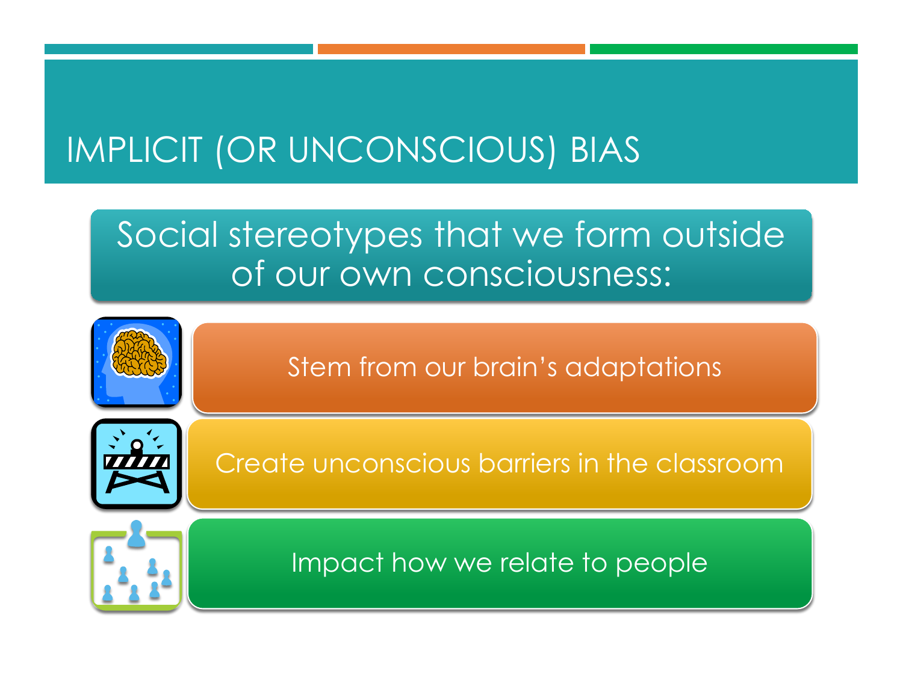# IMPLICIT (OR UNCONSCIOUS) BIAS

Social stereotypes that we form outside of our own consciousness:

- Stem from our brain's adaptations
- Create unconscious barriers in the classroom
- Impact how we relate to people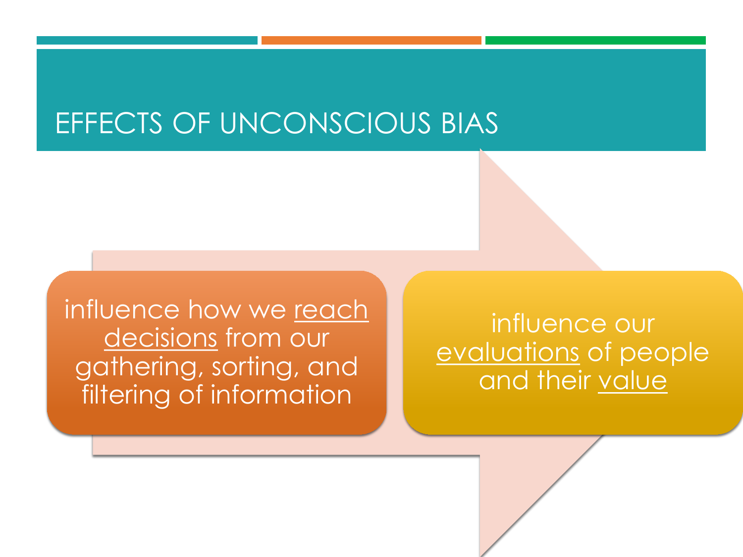# EFFECTS OF UNCONSCIOUS BIAS

- influence how we reach decisions from our gathering, sorting, and filtering of information
- influence our evaluations of people and their value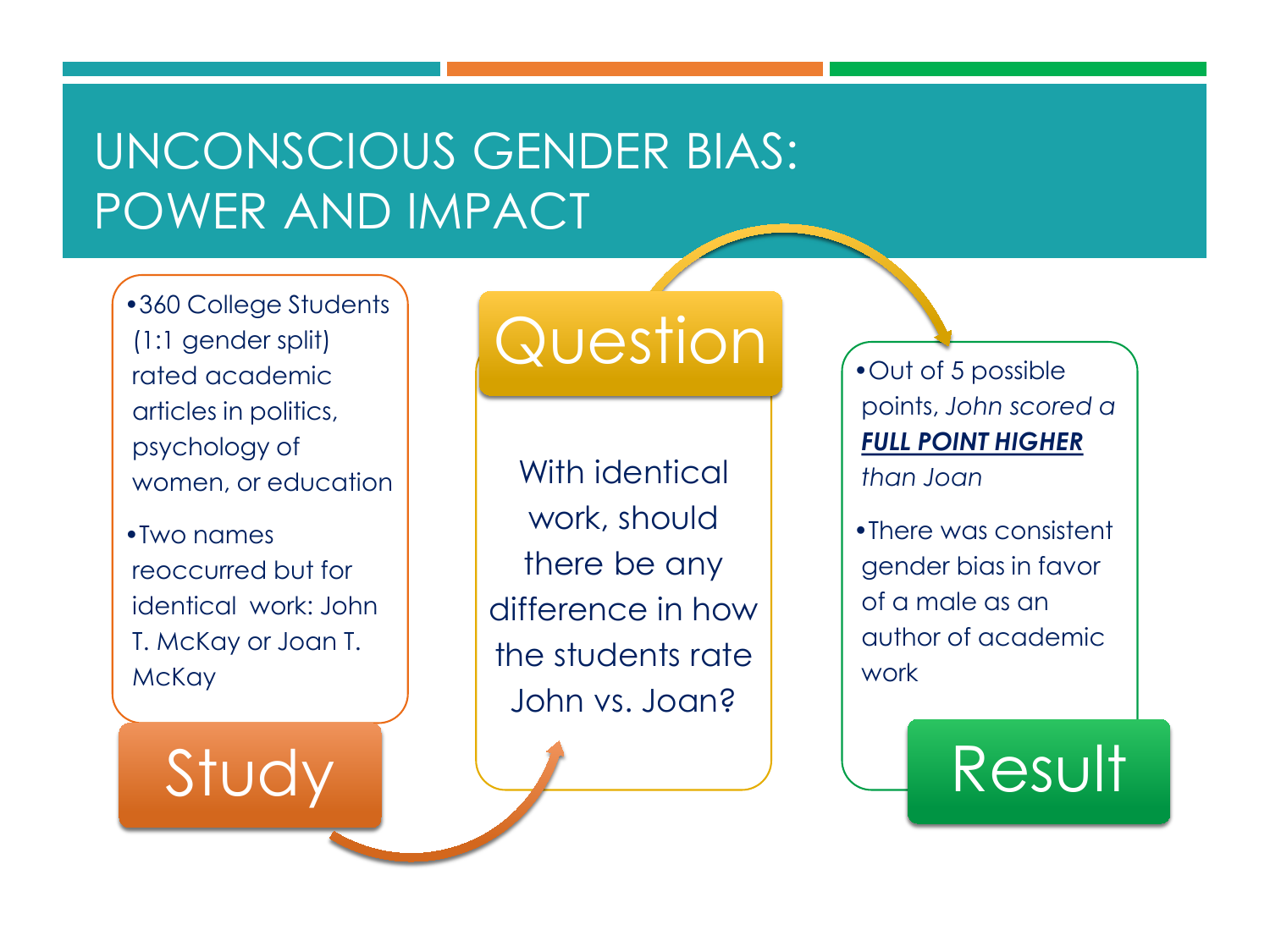# UNCONSCIOUS GENDER BIAS: POWER AND IMPACT

## Study

- 360 College Students (1:1 gender split) rated academic articles in politics, psychology of women, or education
- Two names reoccurred but for identical work: John T. McKay or Joan T. McKay

## Question

With identical work, should there be any difference in how the students rate John vs. Joan?

## Result

- Out of 5 possible points, *John scored a* ***FULL POINT HIGHER*** *than Joan*
- There was consistent gender bias in favor of a male as an author of academic work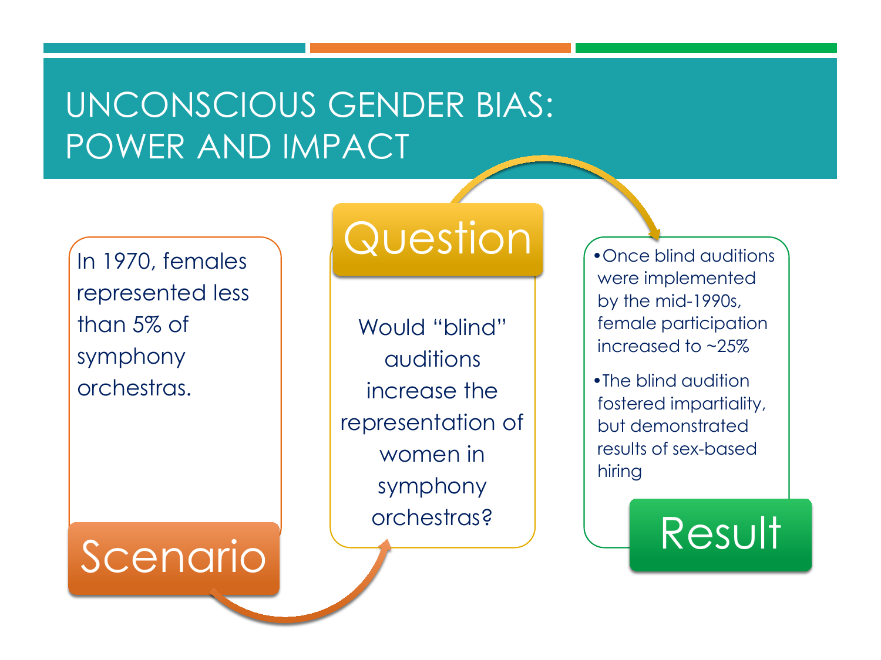# UNCONSCIOUS GENDER BIAS: POWER AND IMPACT

## Scenario

In 1970, females represented less than 5% of symphony orchestras.

## Question

Would "blind" auditions increase the representation of women in symphony orchestras?

## Result

- Once blind auditions were implemented by the mid-1990s, female participation increased to ~25%
- The blind audition fostered impartiality, but demonstrated results of sex-based hiring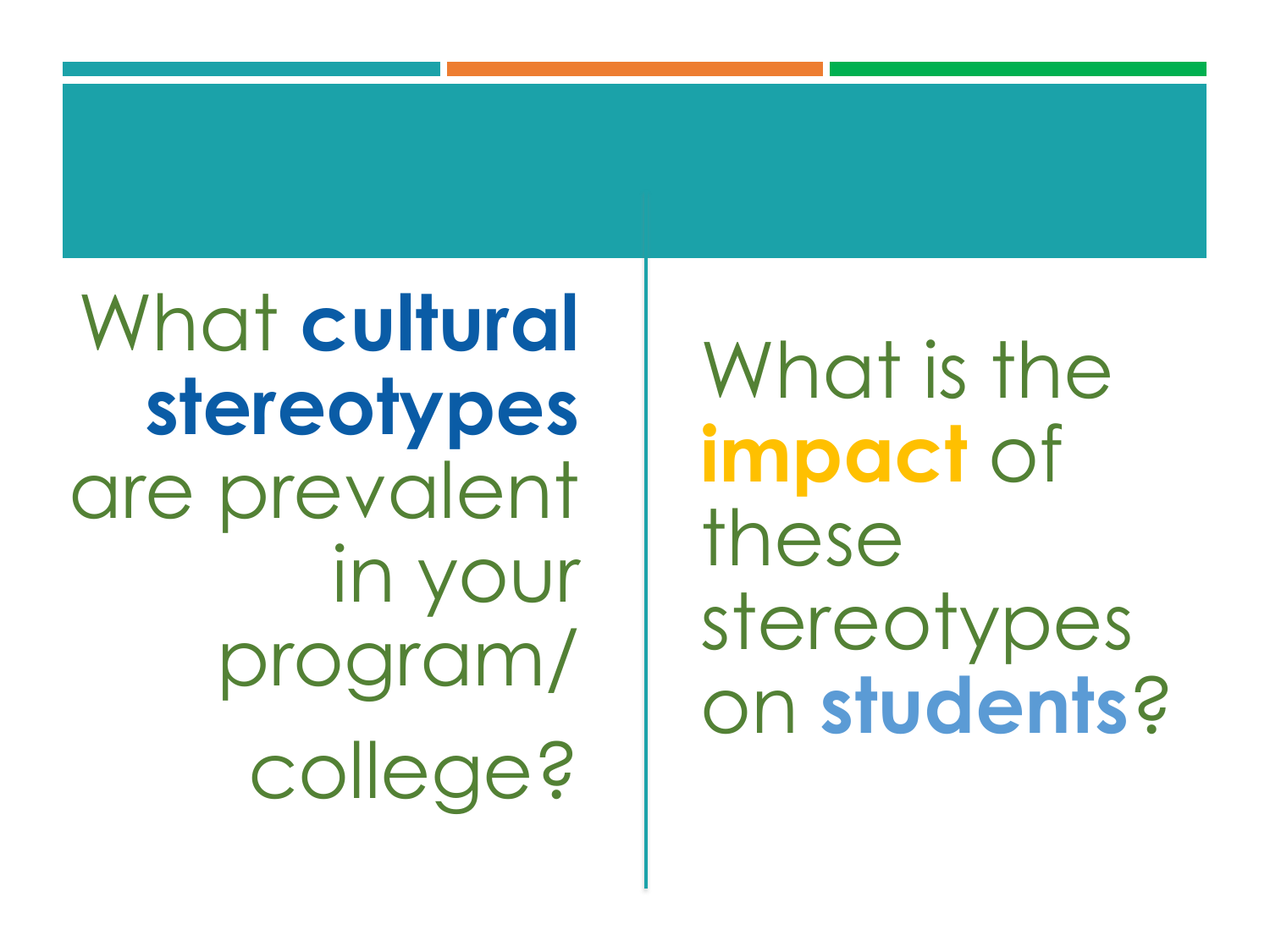What **cultural stereotypes** are prevalent in your program/ college?

What is the **impact** of these stereotypes on **students**?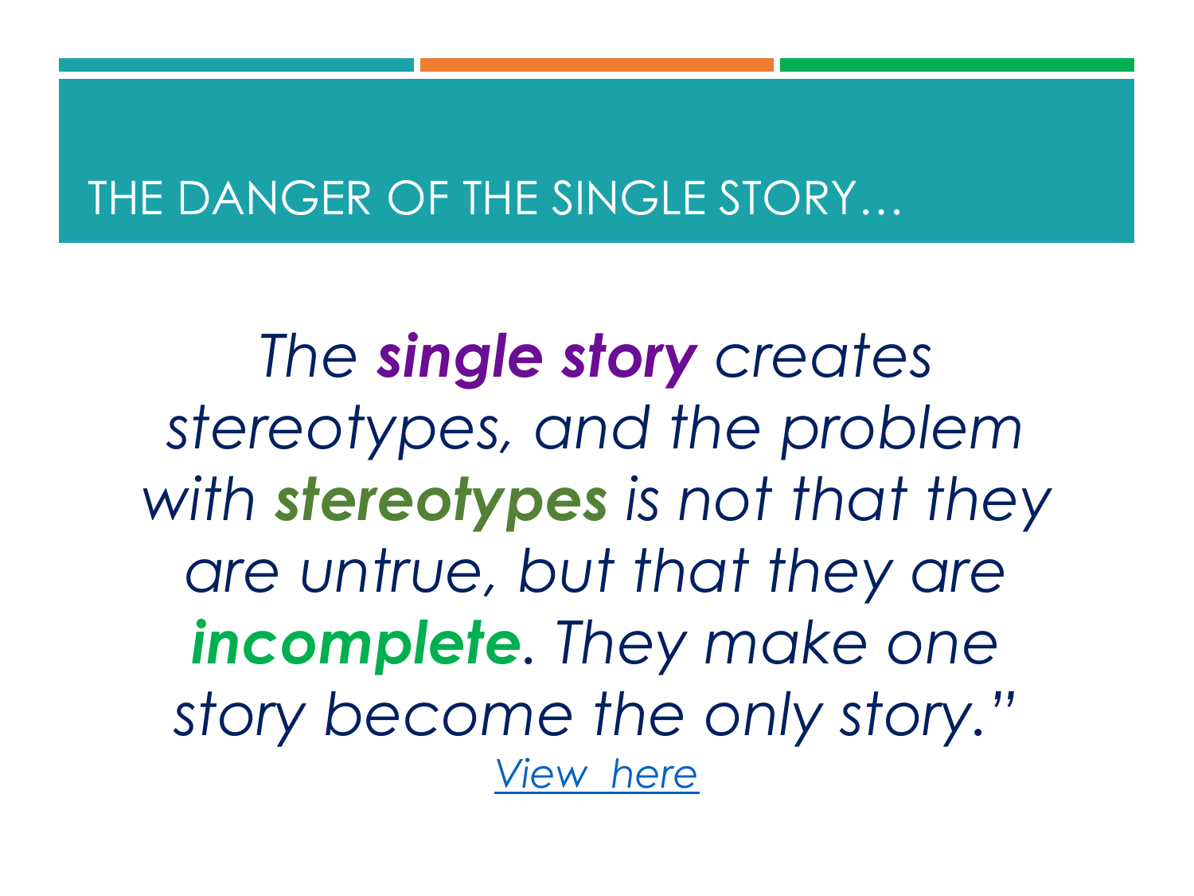# THE DANGER OF THE SINGLE STORY…

*The **single story** creates stereotypes, and the problem with **stereotypes** is not that they are untrue, but that they are **incomplete**. They make one story become the only story."*

[View here]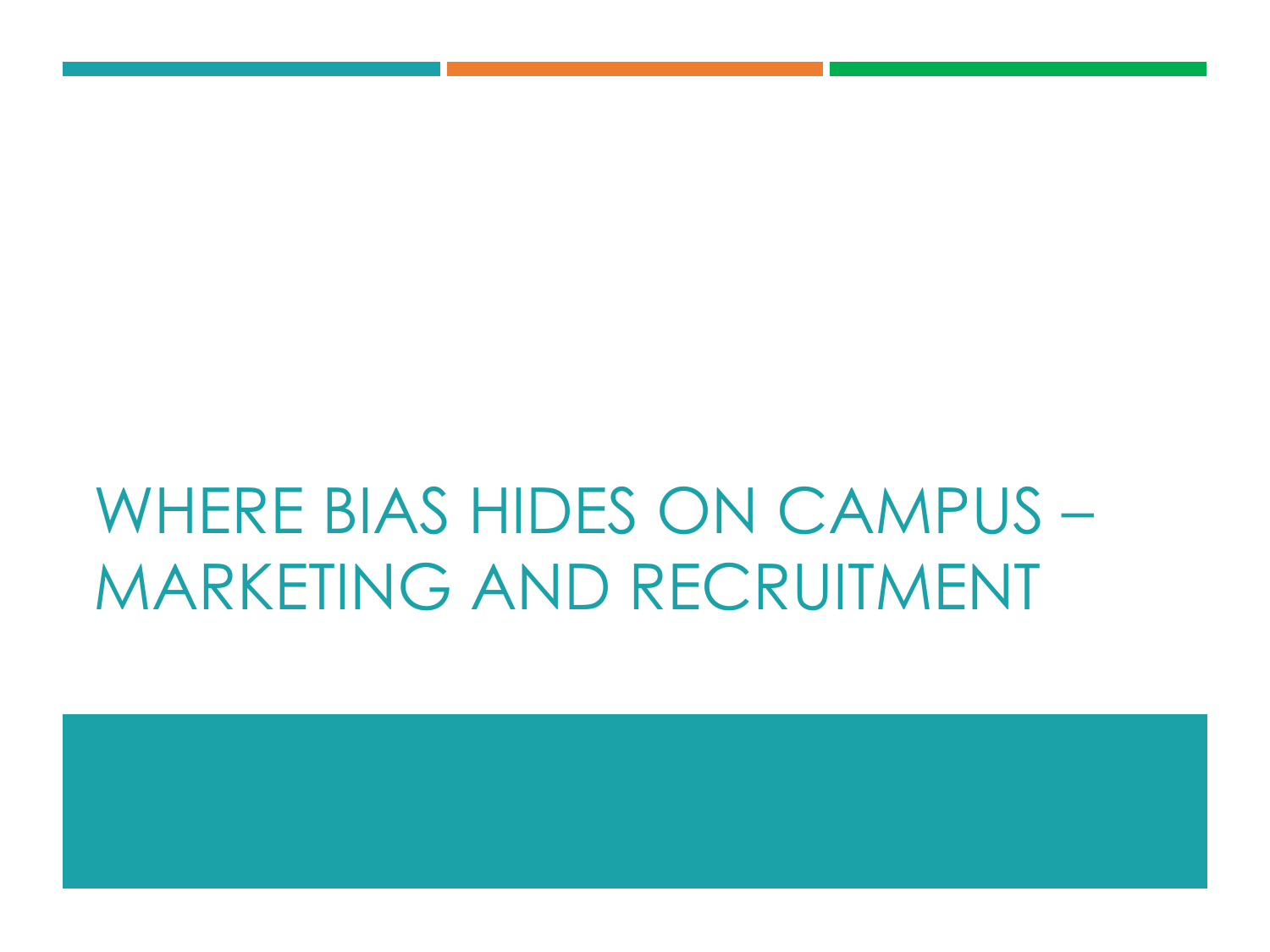# WHERE BIAS HIDES ON CAMPUS – MARKETING AND RECRUITMENT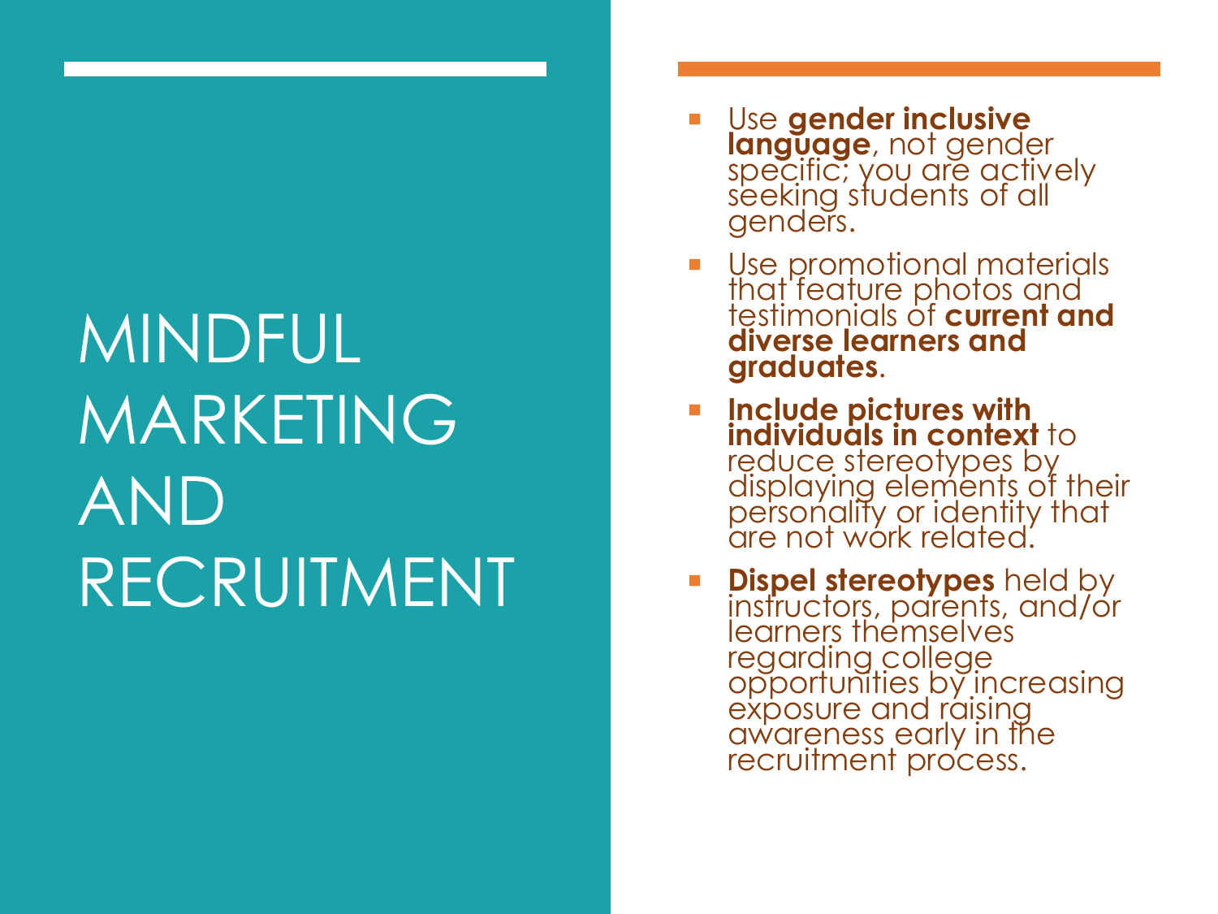# MINDFUL MARKETING AND RECRUITMENT

- Use **gender inclusive language**, not gender specific; you are actively seeking students of all genders.
- Use promotional materials that feature photos and testimonials of **current and diverse learners and graduates**.
- **Include pictures with individuals in context** to reduce stereotypes by displaying elements of their personality or identity that are not work related.
- **Dispel stereotypes** held by instructors, parents, and/or learners themselves regarding college opportunities by increasing exposure and raising awareness early in the recruitment process.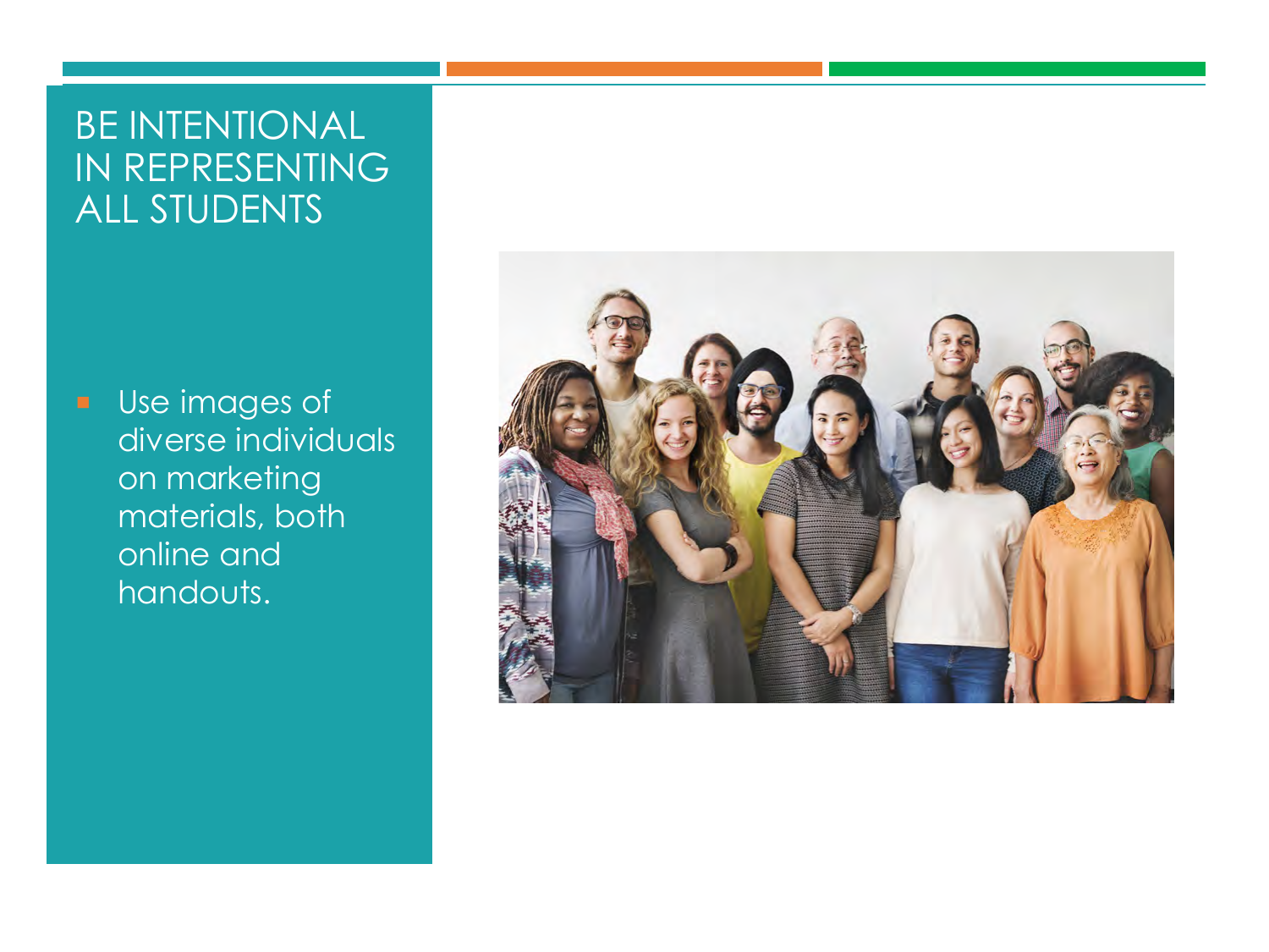# BE INTENTIONAL IN REPRESENTING ALL STUDENTS

- Use images of diverse individuals on marketing materials, both online and handouts.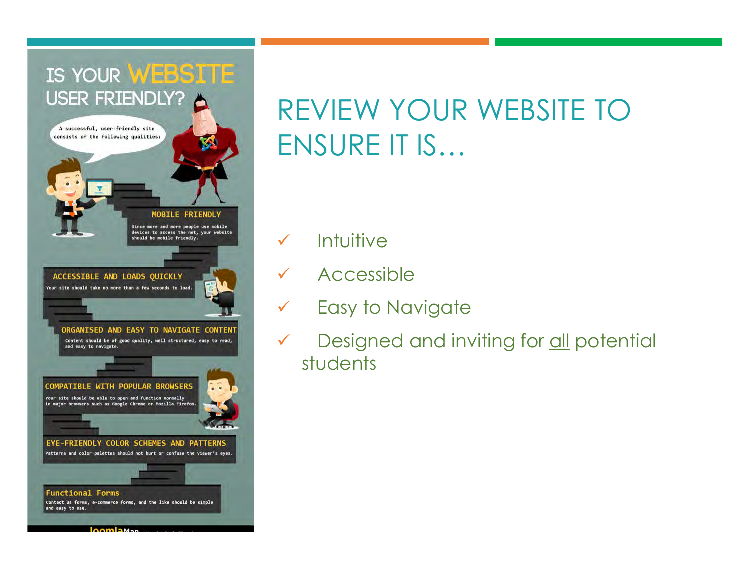# IS YOUR WEBSITE USER FRIENDLY?

A successful, user-friendly site consists of the following qualities:

**MOBILE FRIENDLY**

Since more and more people use mobile devices to access the net, your website should be mobile friendly.

**ACCESSIBLE AND LOADS QUICKLY**

Your site should take no more than a few seconds to load.

**ORGANISED AND EASY TO NAVIGATE CONTENT**

Content should be of good quality, well structured, easy to read, and easy to navigate.

**COMPATIBLE WITH POPULAR BROWSERS**

Your site should be able to open and function normally in major browsers such as Google Chrome or Mozilla Firefox.

**EYE-FRIENDLY COLOR SCHEMES AND PATTERNS**

Patterns and color palettes should not hurt or confuse the viewer's eyes.

**Functional Forms**

Contact Us forms, e-commerce forms, and the like should be simple and easy to use.

JoomlaMan

# REVIEW YOUR WEBSITE TO ENSURE IT IS…

- ✓ Intuitive
- ✓ Accessible
- ✓ Easy to Navigate
- ✓ Designed and inviting for <u>all</u> potential students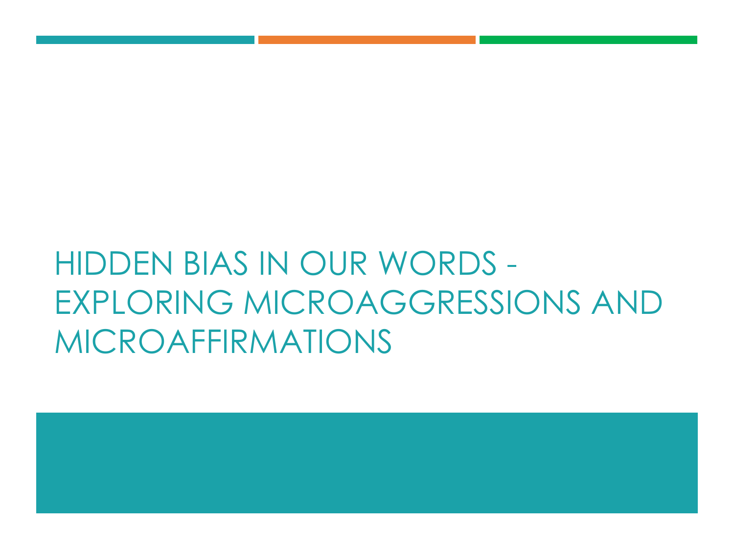# HIDDEN BIAS IN OUR WORDS - EXPLORING MICROAGGRESSIONS AND MICROAFFIRMATIONS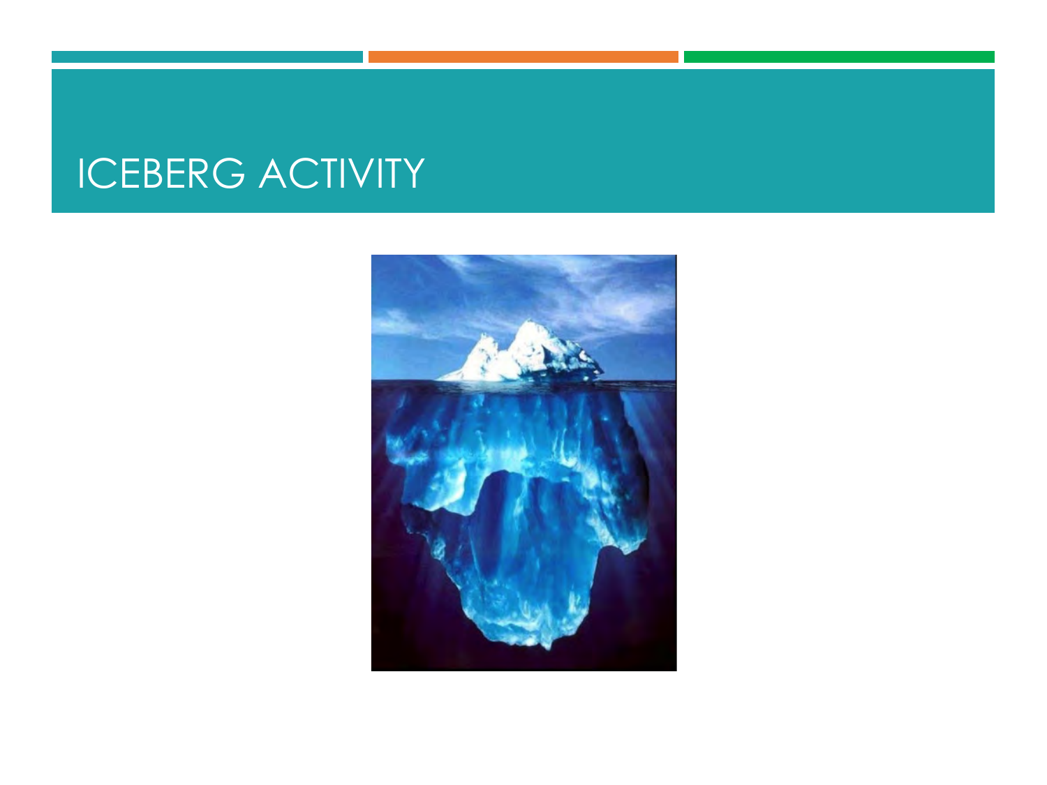# ICEBERG ACTIVITY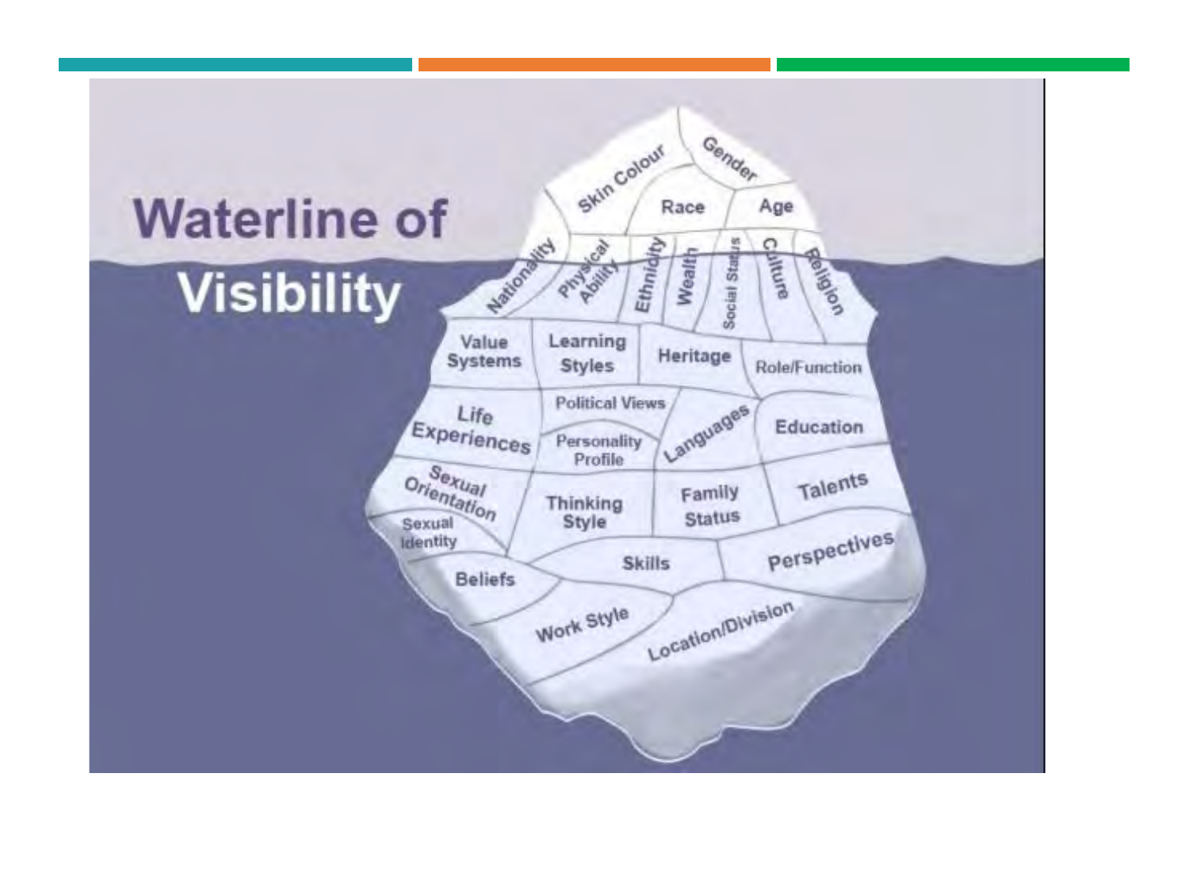# Waterline of Visibility

- Skin Colour
- Gender
- Race
- Age
- Nationality
- Physical Ability
- Ethnicity
- Wealth
- Social Status
- Culture
- Religion
- Value Systems
- Learning Styles
- Heritage
- Role/Function
- Life Experiences
- Political Views
- Personality Profile
- Languages
- Education
- Sexual Orientation
- Sexual Identity
- Thinking Style
- Family Status
- Talents
- Skills
- Perspectives
- Beliefs
- Work Style
- Location/Division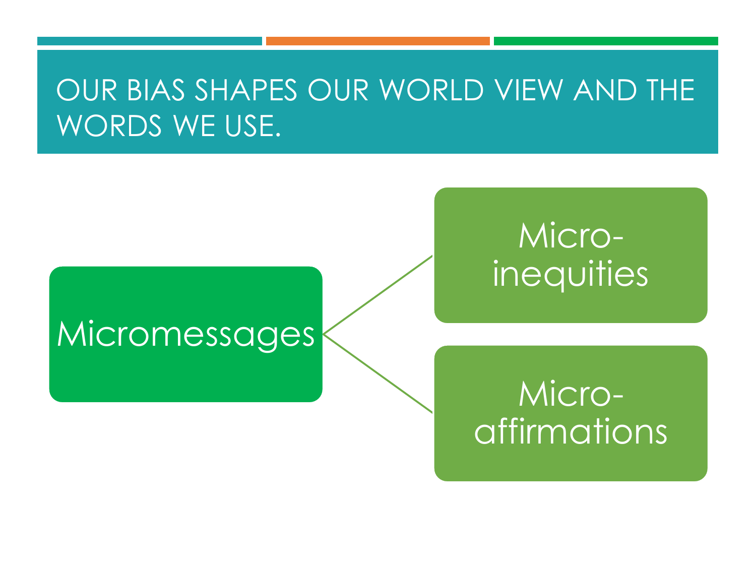# OUR BIAS SHAPES OUR WORLD VIEW AND THE WORDS WE USE.

- Micromessages
  - Micro-inequities
  - Micro-affirmations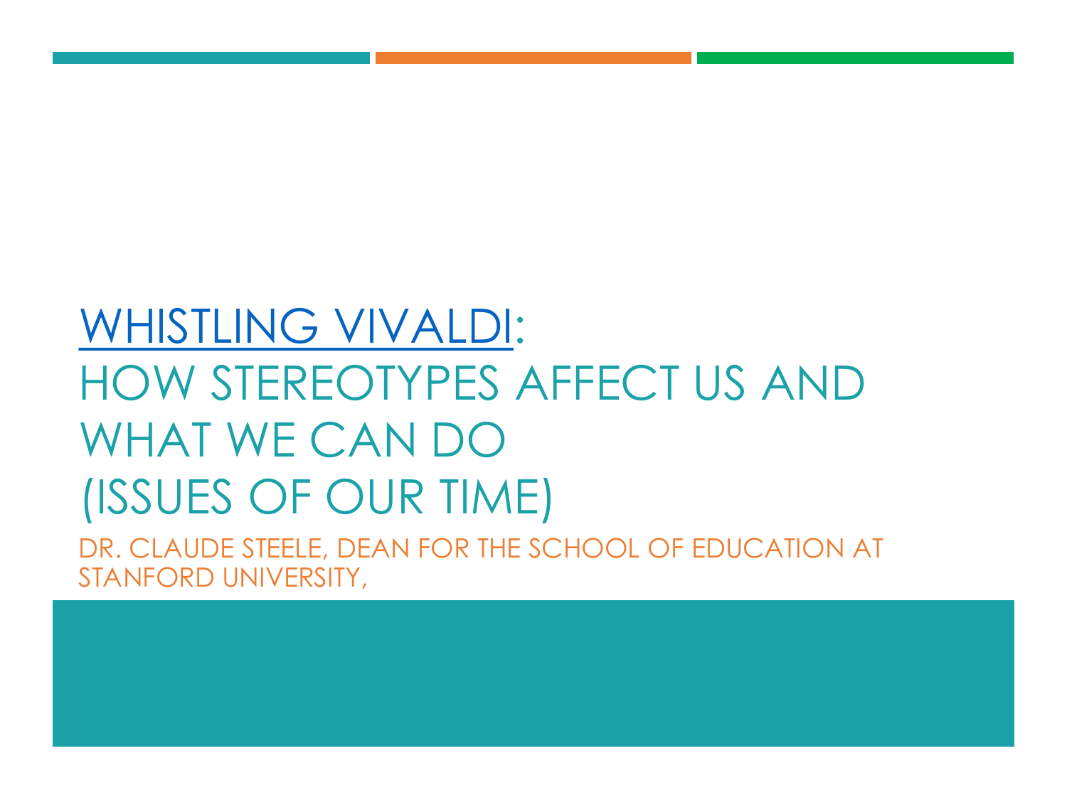# WHISTLING VIVALDI: HOW STEREOTYPES AFFECT US AND WHAT WE CAN DO (ISSUES OF OUR TIME)

DR. CLAUDE STEELE, DEAN FOR THE SCHOOL OF EDUCATION AT STANFORD UNIVERSITY,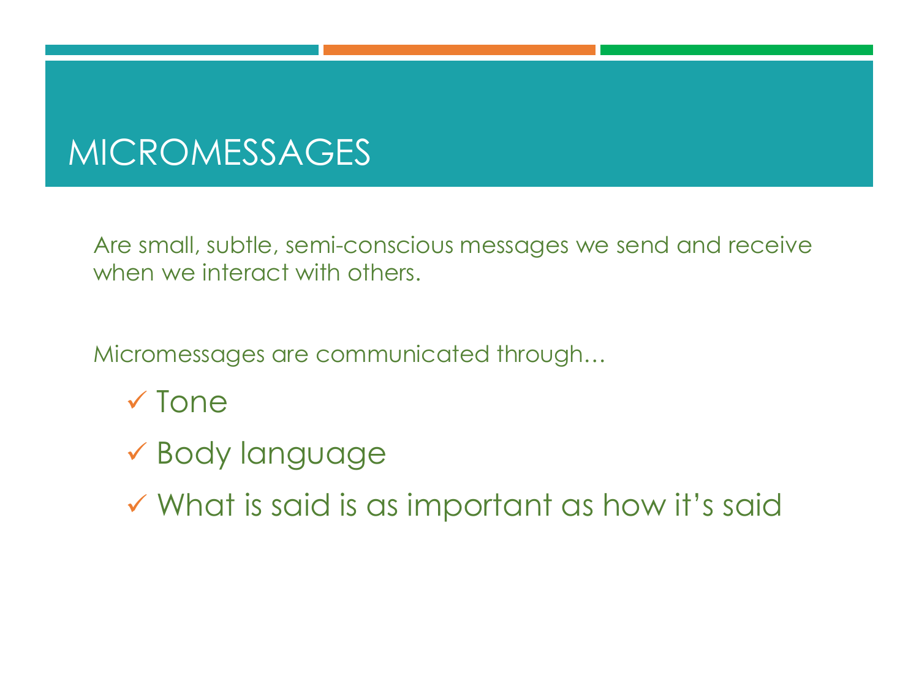# MICROMESSAGES

Are small, subtle, semi-conscious messages we send and receive when we interact with others.

Micromessages are communicated through…

- ✓ Tone
- ✓ Body language
- ✓ What is said is as important as how it's said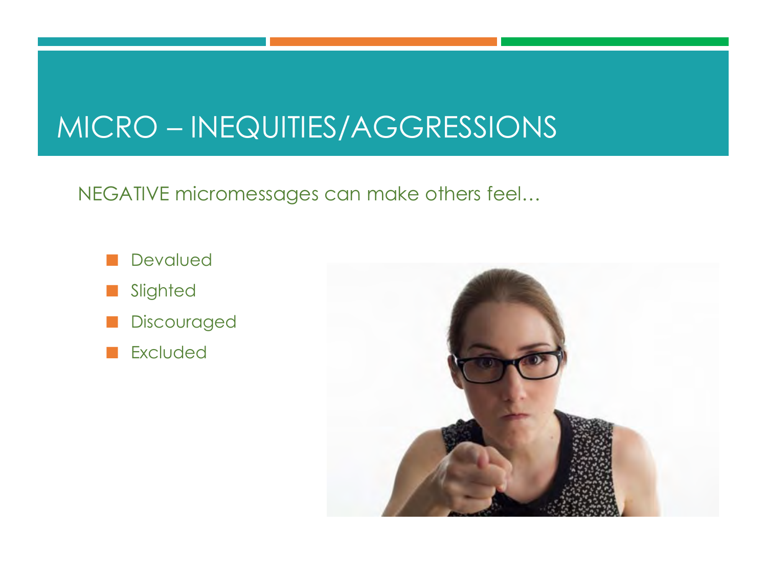# MICRO – INEQUITIES/AGGRESSIONS

NEGATIVE micromessages can make others feel…

- Devalued
- Slighted
- Discouraged
- Excluded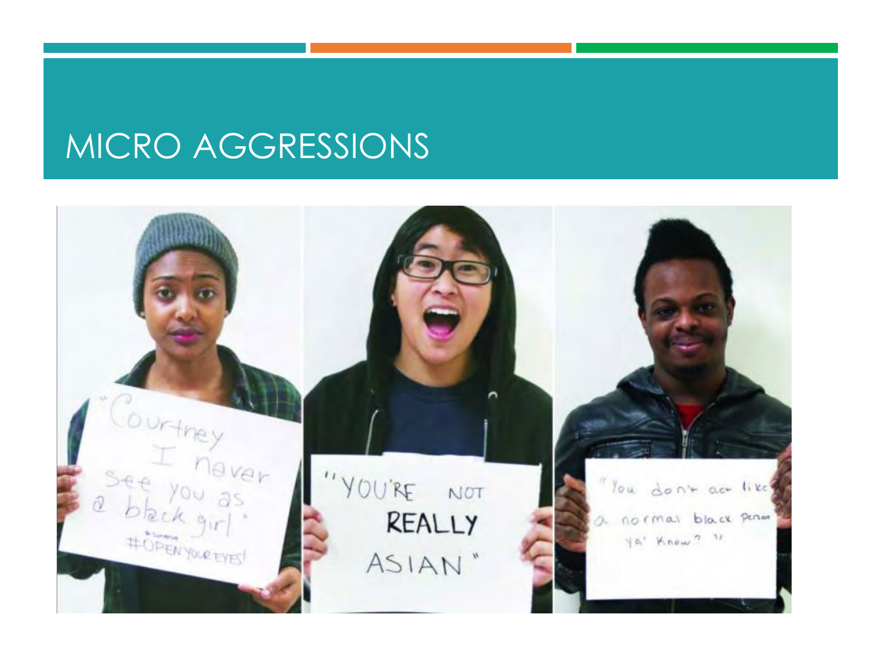# MICRO AGGRESSIONS

"Courtney I never see you as a black girl" #OPENYOUREYES!

"YOU'RE NOT REALLY ASIAN"

"You don't act like a normal black person ya' know?"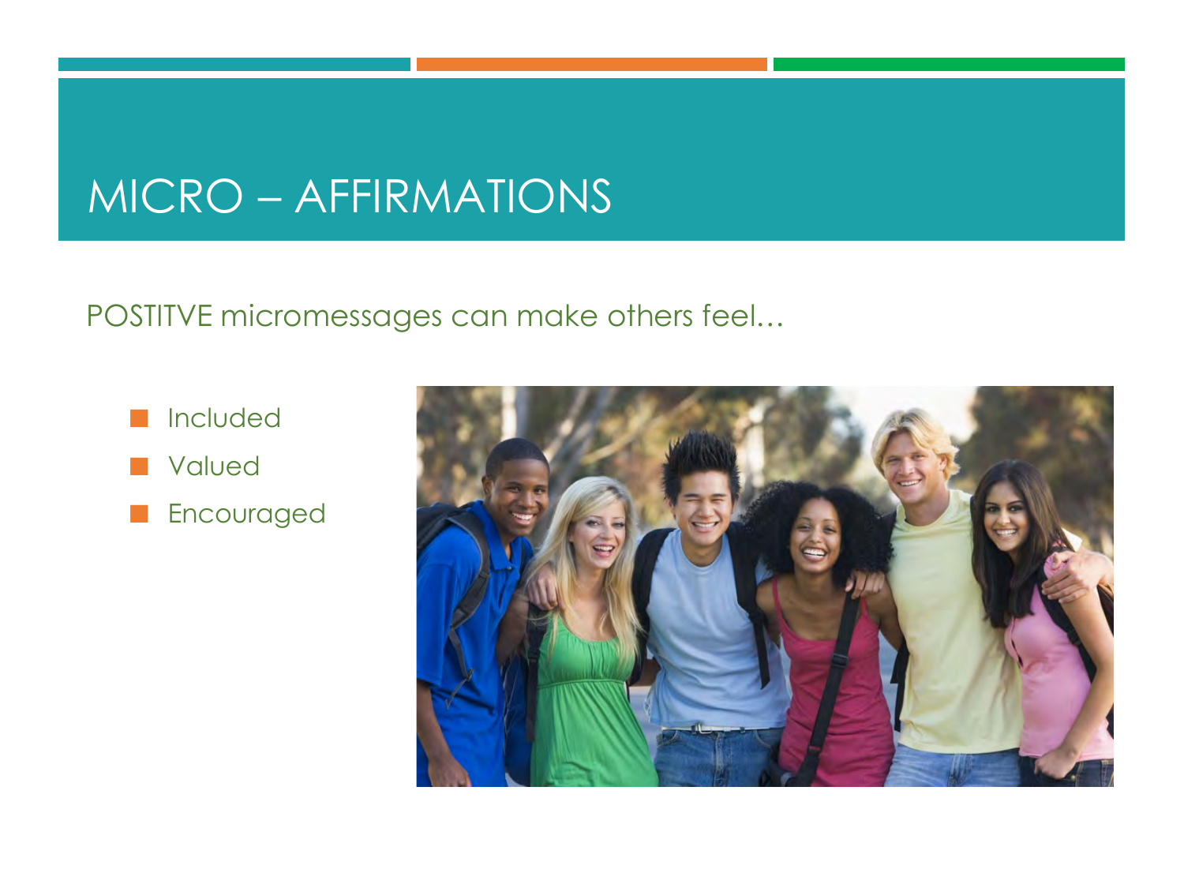# MICRO – AFFIRMATIONS

POSTITVE micromessages can make others feel…

- Included
- Valued
- Encouraged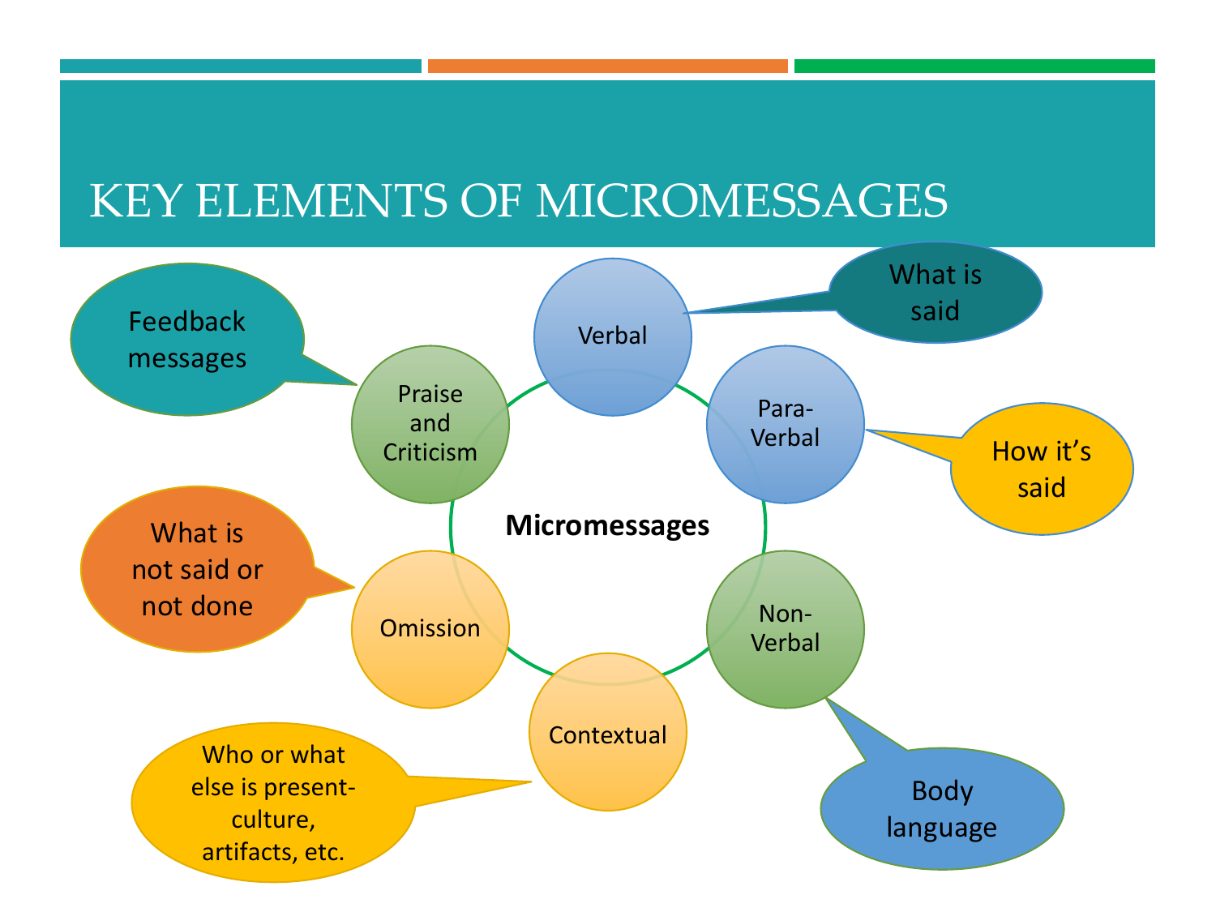# KEY ELEMENTS OF MICROMESSAGES

**Micromessages**

- **Verbal** – What is said
- **Para-Verbal** – How it's said
- **Non-Verbal** – Body language
- **Contextual** – Who or what else is present- culture, artifacts, etc.
- **Omission** – What is not said or not done
- **Praise and Criticism** – Feedback messages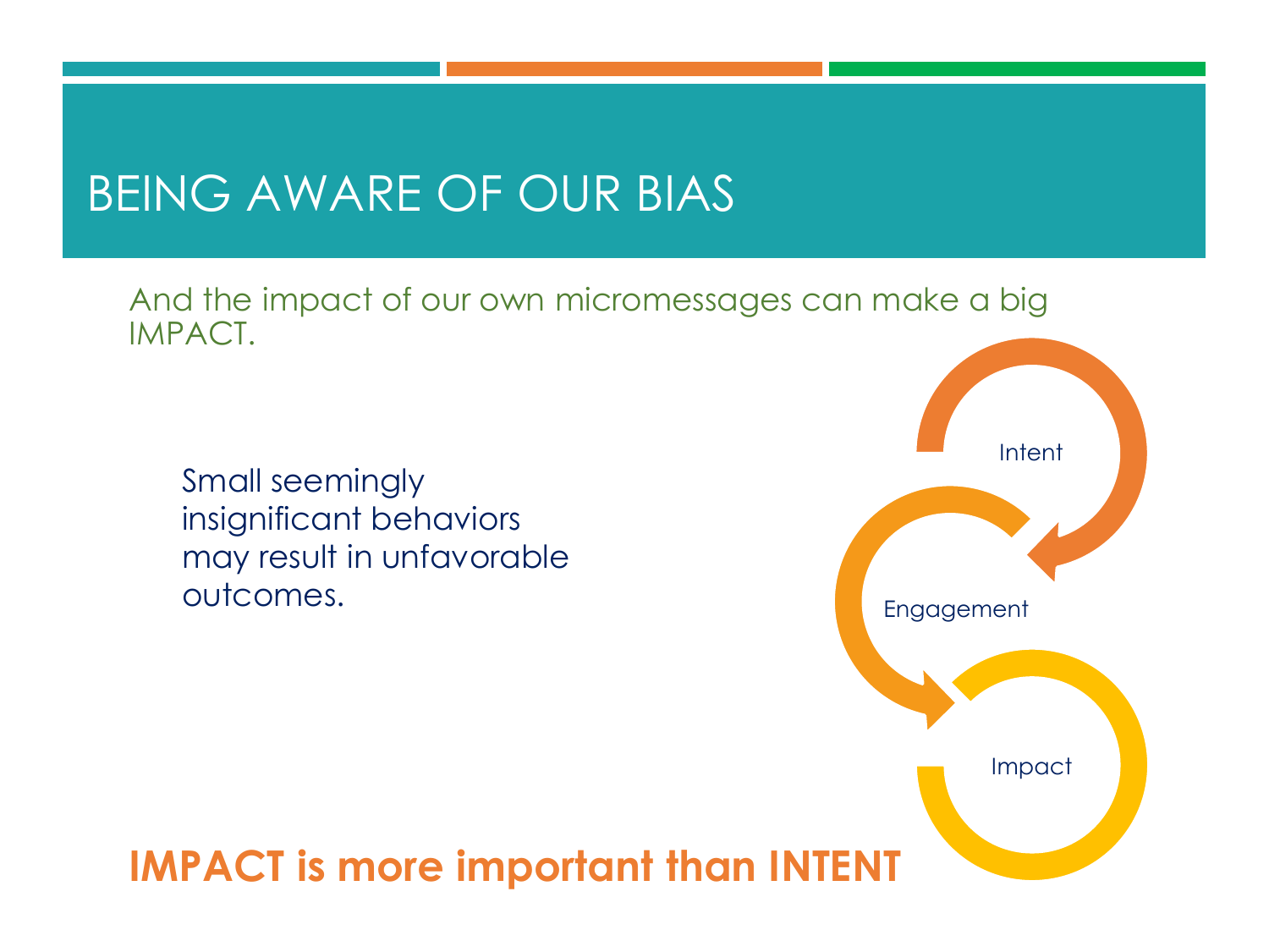# BEING AWARE OF OUR BIAS

And the impact of our own micromessages can make a big IMPACT.

Small seemingly insignificant behaviors may result in unfavorable outcomes.

Intent

Engagement

Impact

**IMPACT is more important than INTENT**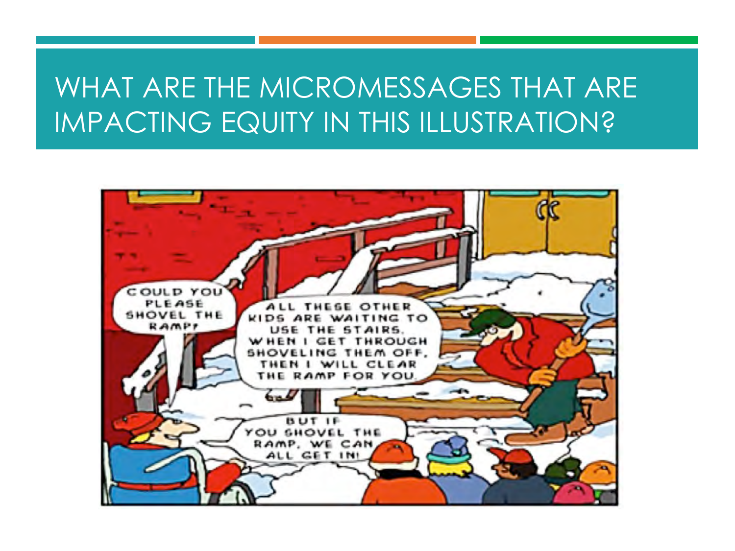# WHAT ARE THE MICROMESSAGES THAT ARE IMPACTING EQUITY IN THIS ILLUSTRATION?

COULD YOU PLEASE SHOVEL THE RAMP?

ALL THESE OTHER KIDS ARE WAITING TO USE THE STAIRS. WHEN I GET THROUGH SHOVELING THEM OFF, THEN I WILL CLEAR THE RAMP FOR YOU.

BUT IF YOU SHOVEL THE RAMP, WE CAN ALL GET IN!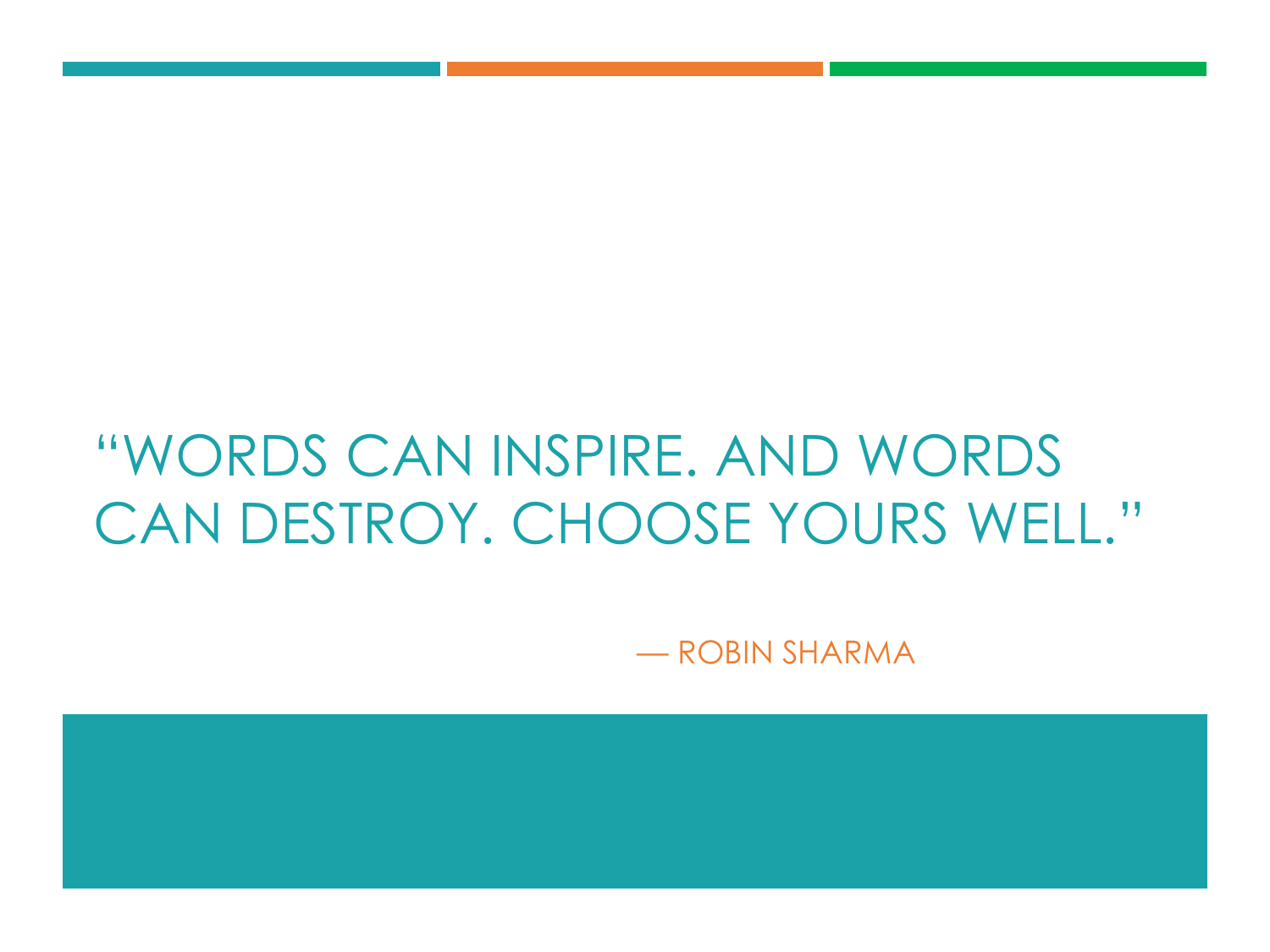# "WORDS CAN INSPIRE. AND WORDS CAN DESTROY. CHOOSE YOURS WELL."

— ROBIN SHARMA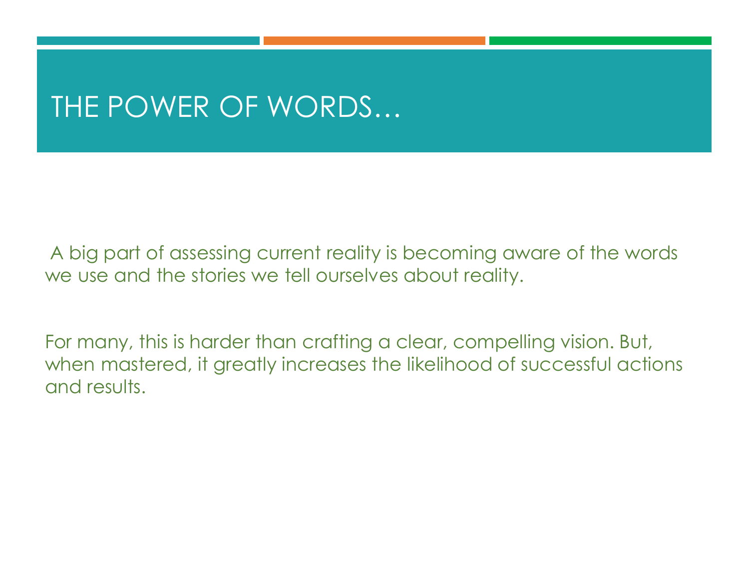# THE POWER OF WORDS…

A big part of assessing current reality is becoming aware of the words we use and the stories we tell ourselves about reality.

For many, this is harder than crafting a clear, compelling vision. But, when mastered, it greatly increases the likelihood of successful actions and results.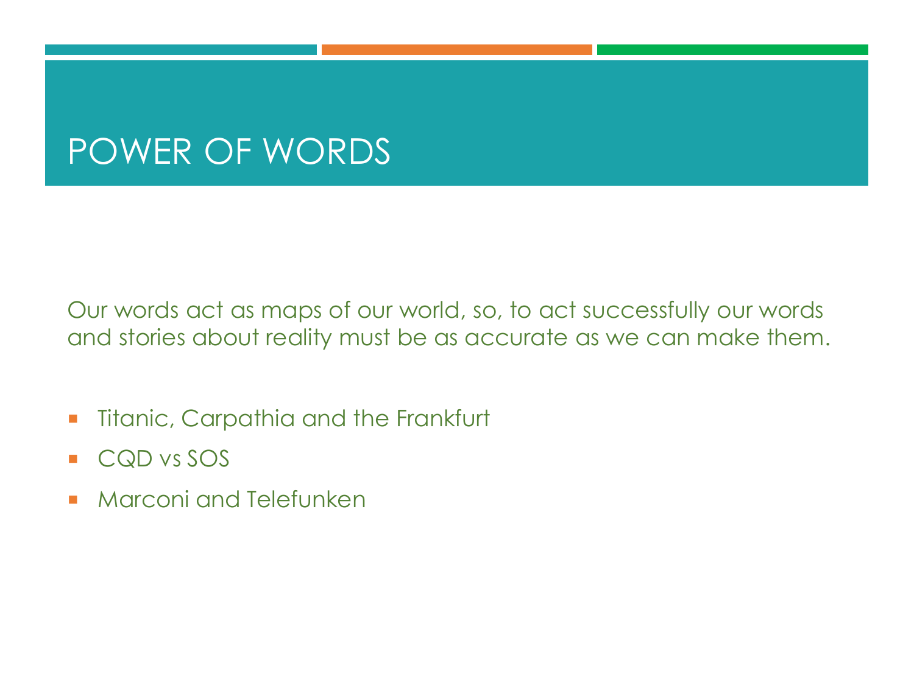# POWER OF WORDS

Our words act as maps of our world, so, to act successfully our words and stories about reality must be as accurate as we can make them.

- Titanic, Carpathia and the Frankfurt
- CQD vs SOS
- Marconi and Telefunken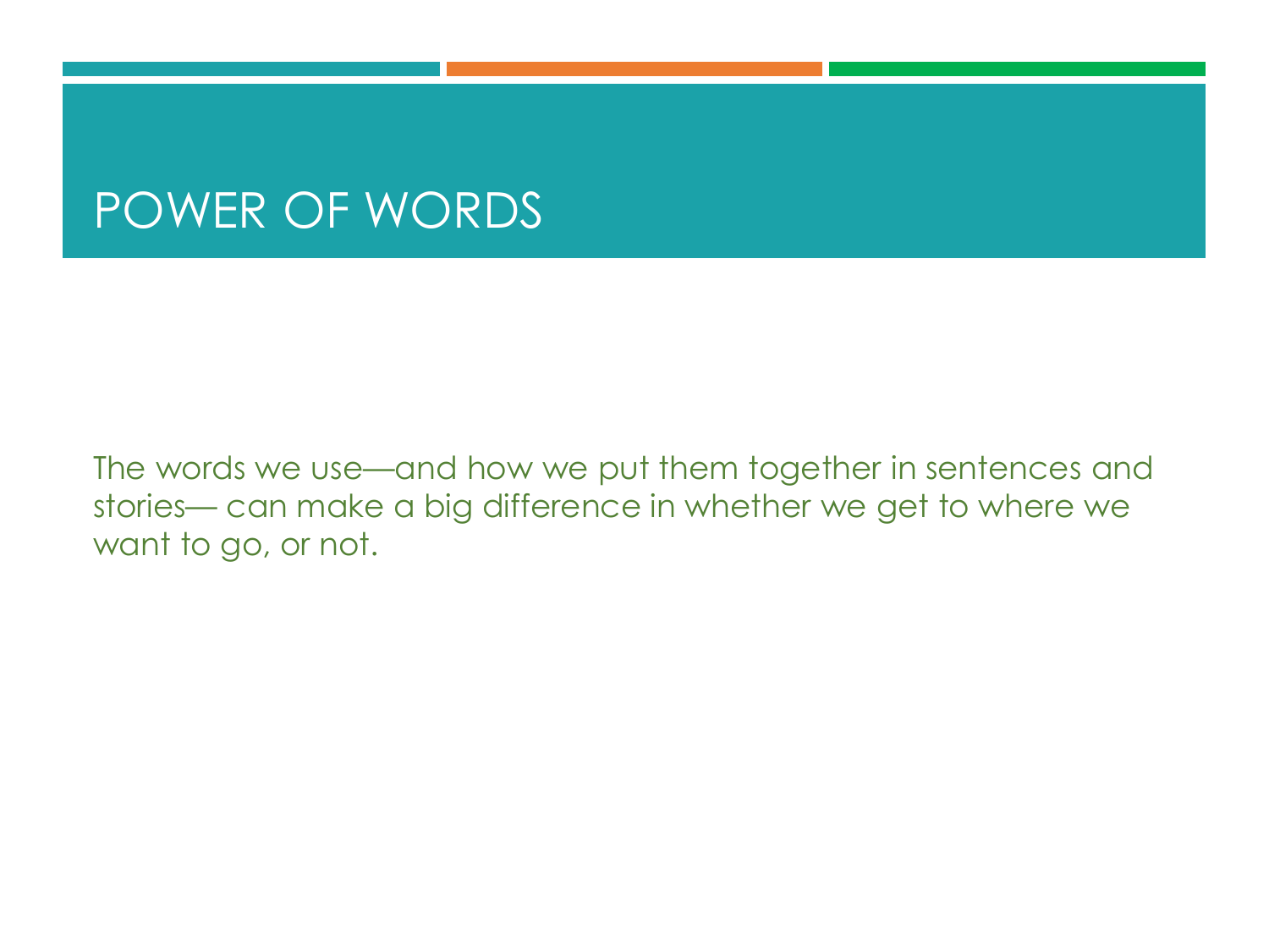# POWER OF WORDS

The words we use—and how we put them together in sentences and stories— can make a big difference in whether we get to where we want to go, or not.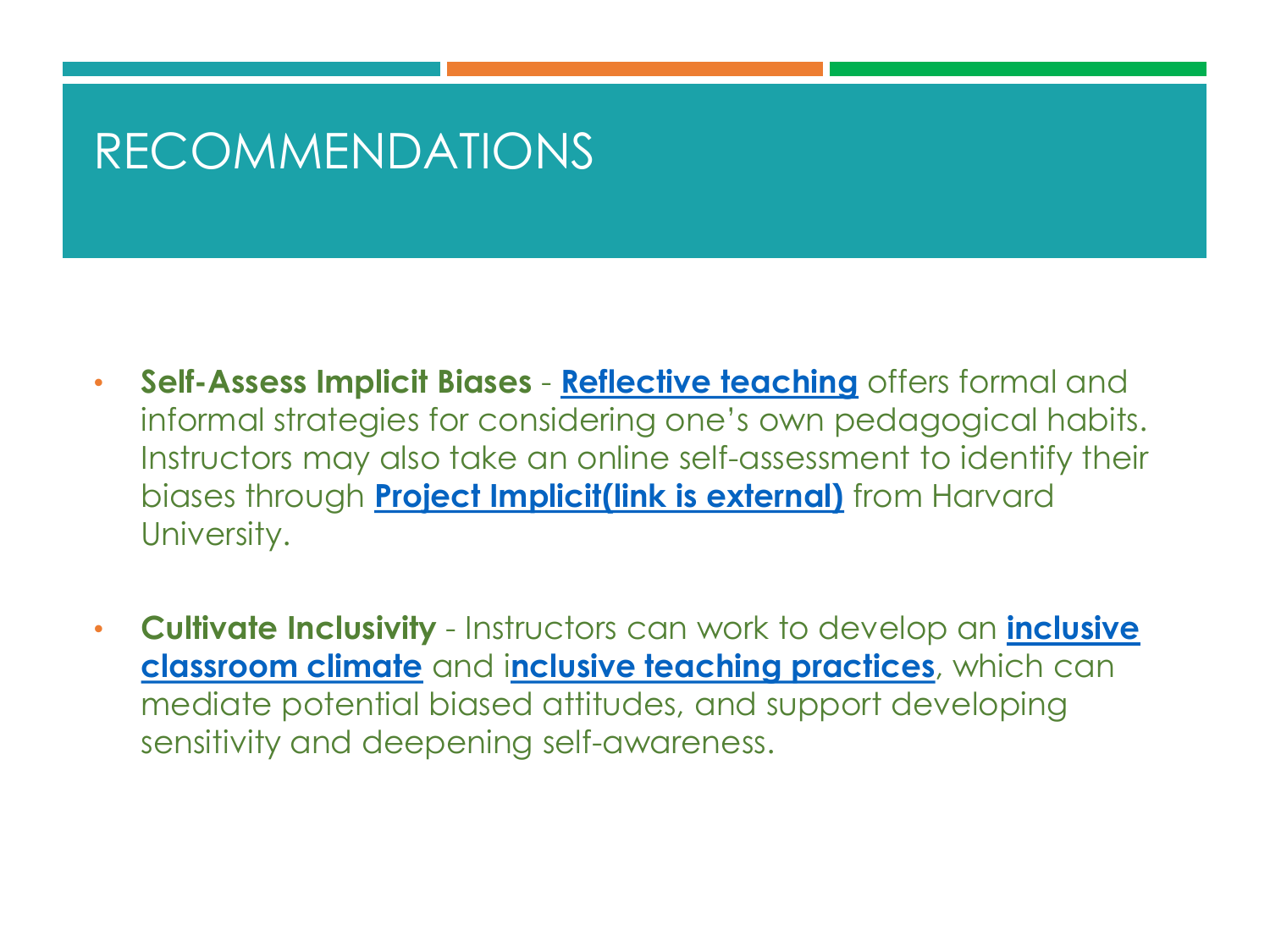# RECOMMENDATIONS

- **Self-Assess Implicit Biases** - **Reflective teaching** offers formal and informal strategies for considering one's own pedagogical habits. Instructors may also take an online self-assessment to identify their biases through **Project Implicit(link is external)** from Harvard University.

- **Cultivate Inclusivity** - Instructors can work to develop an **inclusive classroom climate** and i**nclusive teaching practices**, which can mediate potential biased attitudes, and support developing sensitivity and deepening self-awareness.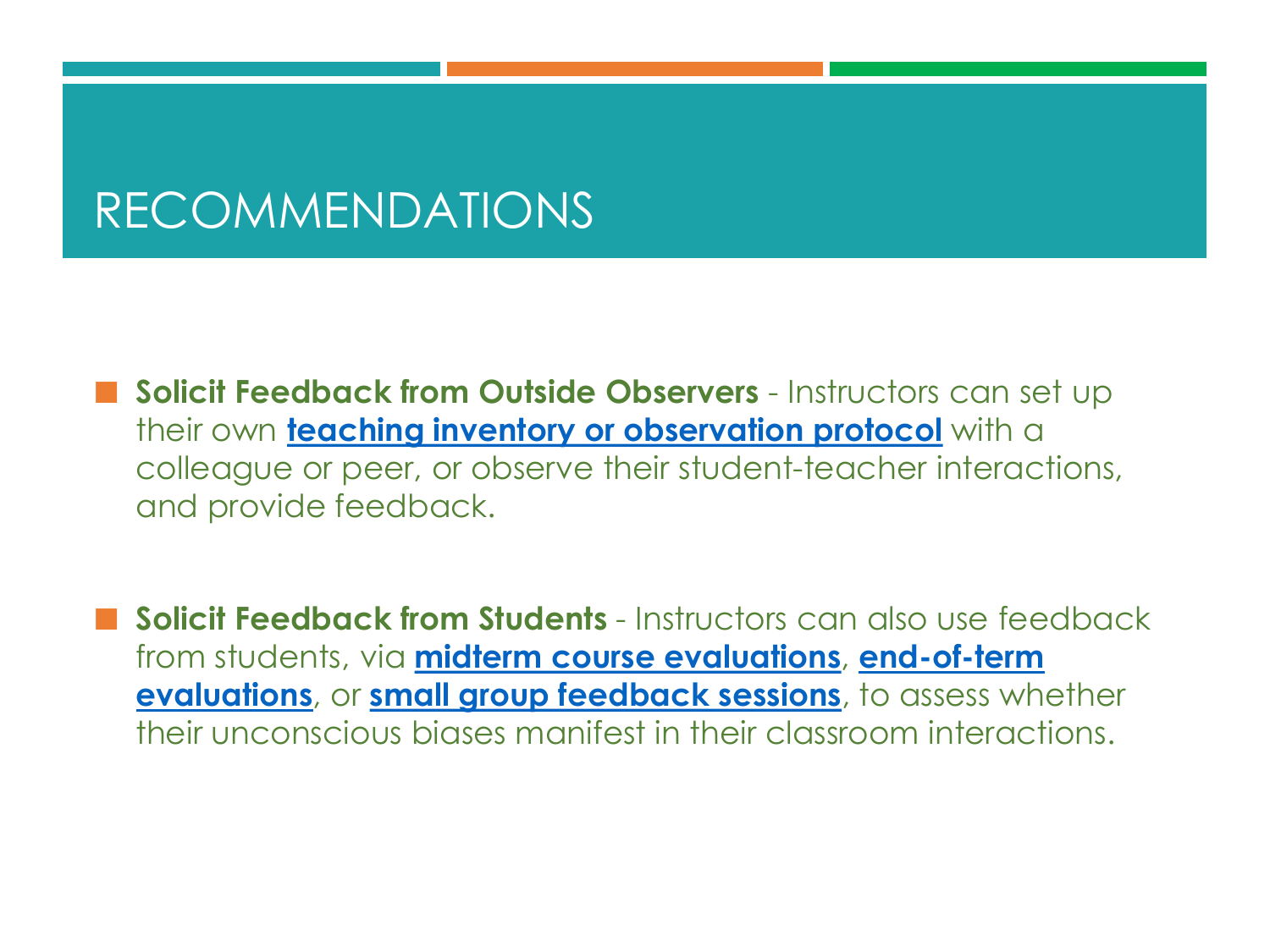# RECOMMENDATIONS

- **Solicit Feedback from Outside Observers** - Instructors can set up their own **teaching inventory or observation protocol** with a colleague or peer, or observe their student-teacher interactions, and provide feedback.

- **Solicit Feedback from Students** - Instructors can also use feedback from students, via **midterm course evaluations**, **end-of-term evaluations**, or **small group feedback sessions**, to assess whether their unconscious biases manifest in their classroom interactions.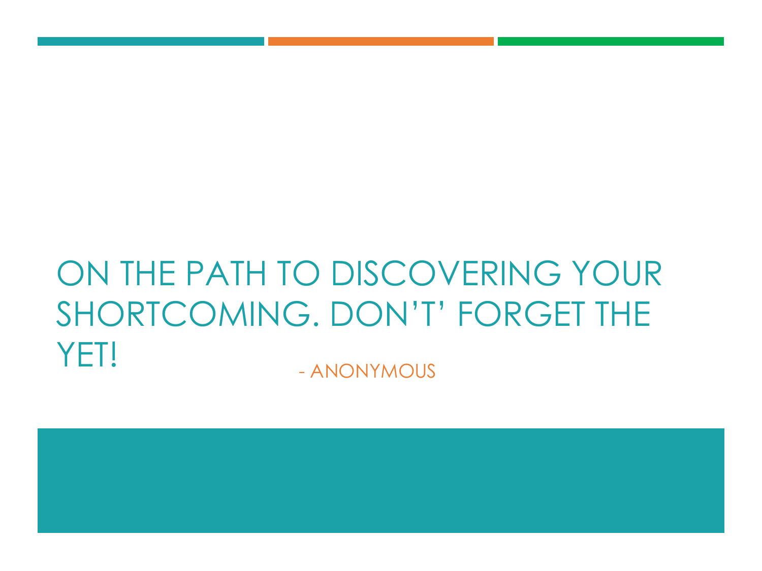# ON THE PATH TO DISCOVERING YOUR SHORTCOMING. DON'T' FORGET THE YET!

- ANONYMOUS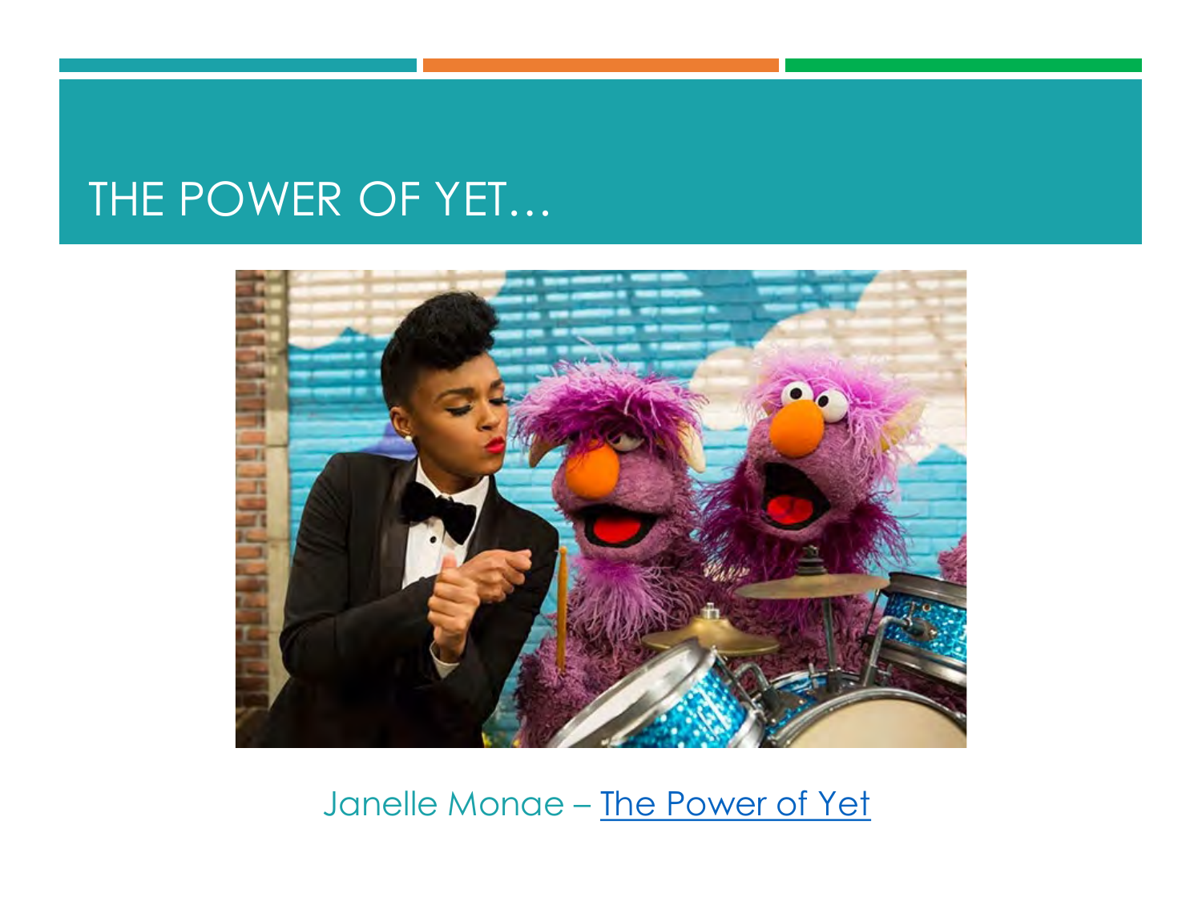# THE POWER OF YET…

Janelle Monae – The Power of Yet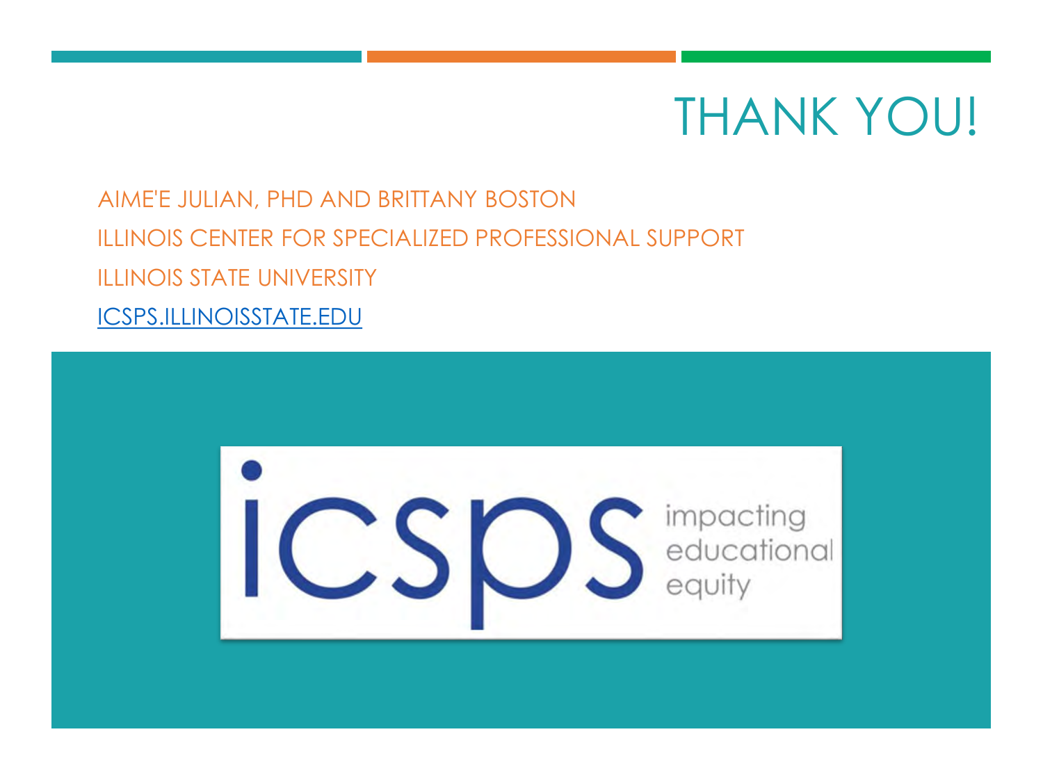# THANK YOU!

AIME'E JULIAN, PHD AND BRITTANY BOSTON

ILLINOIS CENTER FOR SPECIALIZED PROFESSIONAL SUPPORT

ILLINOIS STATE UNIVERSITY

ICSPS.ILLINOISSTATE.EDU

icsps impacting educational equity